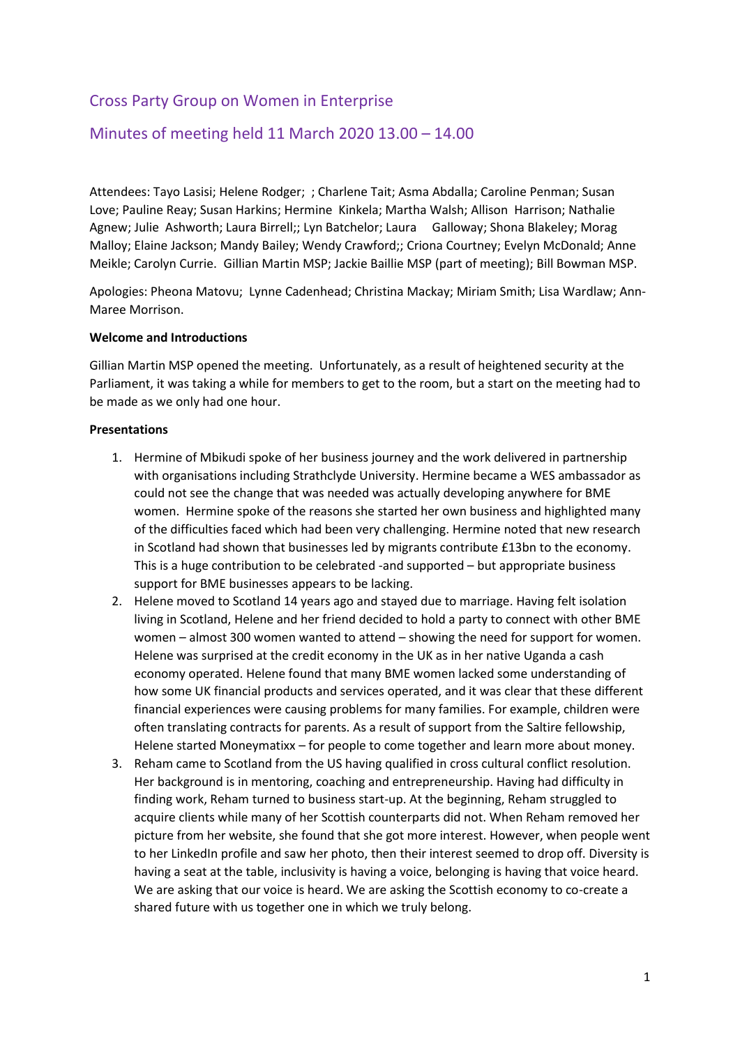## Cross Party Group on Women in Enterprise

## Minutes of meeting held 11 March 2020 13.00 – 14.00

Attendees: Tayo Lasisi; Helene Rodger; ; Charlene Tait; Asma Abdalla; Caroline Penman; Susan Love; Pauline Reay; Susan Harkins; Hermine Kinkela; Martha Walsh; Allison Harrison; Nathalie Agnew; Julie Ashworth; Laura Birrell;; Lyn Batchelor; Laura Galloway; Shona Blakeley; Morag Malloy; Elaine Jackson; Mandy Bailey; Wendy Crawford;; Criona Courtney; Evelyn McDonald; Anne Meikle; Carolyn Currie. Gillian Martin MSP; Jackie Baillie MSP (part of meeting); Bill Bowman MSP.

Apologies: Pheona Matovu; Lynne Cadenhead; Christina Mackay; Miriam Smith; Lisa Wardlaw; Ann-Maree Morrison.

**Welcome and Introductions**

Gillian Martin MSP opened the meeting. Unfortunately, as a result of heightened security at the Parliament, it was taking a while for members to get to the room, but a start on the meeting had to be made as we only had one hour.

**Presentations**

1. Hermine of Mbikudi spoke of her business journey and the work delivered in partnership with organisations including Strathclyde University. Hermine became a WES ambassador as could not see the change that was needed was actually developing anywhere for BME women. Hermine spoke of the reasons she started her own business and highlighted many of the difficulties faced which had been very challenging. Hermine noted that new research in Scotland had shown that businesses led by migrants contribute £13bn to the economy. This is a huge contribution to be celebrated -and supported – but appropriate business support for BME businesses appears to be lacking.
2. Helene moved to Scotland 14 years ago and stayed due to marriage. Having felt isolation living in Scotland, Helene and her friend decided to hold a party to connect with other BME women – almost 300 women wanted to attend – showing the need for support for women. Helene was surprised at the credit economy in the UK as in her native Uganda a cash economy operated. Helene found that many BME women lacked some understanding of how some UK financial products and services operated, and it was clear that these different financial experiences were causing problems for many families. For example, children were often translating contracts for parents. As a result of support from the Saltire fellowship, Helene started Moneymatixx – for people to come together and learn more about money.
3. Reham came to Scotland from the US having qualified in cross cultural conflict resolution. Her background is in mentoring, coaching and entrepreneurship. Having had difficulty in finding work, Reham turned to business start-up. At the beginning, Reham struggled to acquire clients while many of her Scottish counterparts did not. When Reham removed her picture from her website, she found that she got more interest. However, when people went to her LinkedIn profile and saw her photo, then their interest seemed to drop off. Diversity is having a seat at the table, inclusivity is having a voice, belonging is having that voice heard. We are asking that our voice is heard. We are asking the Scottish economy to co-create a shared future with us together one in which we truly belong.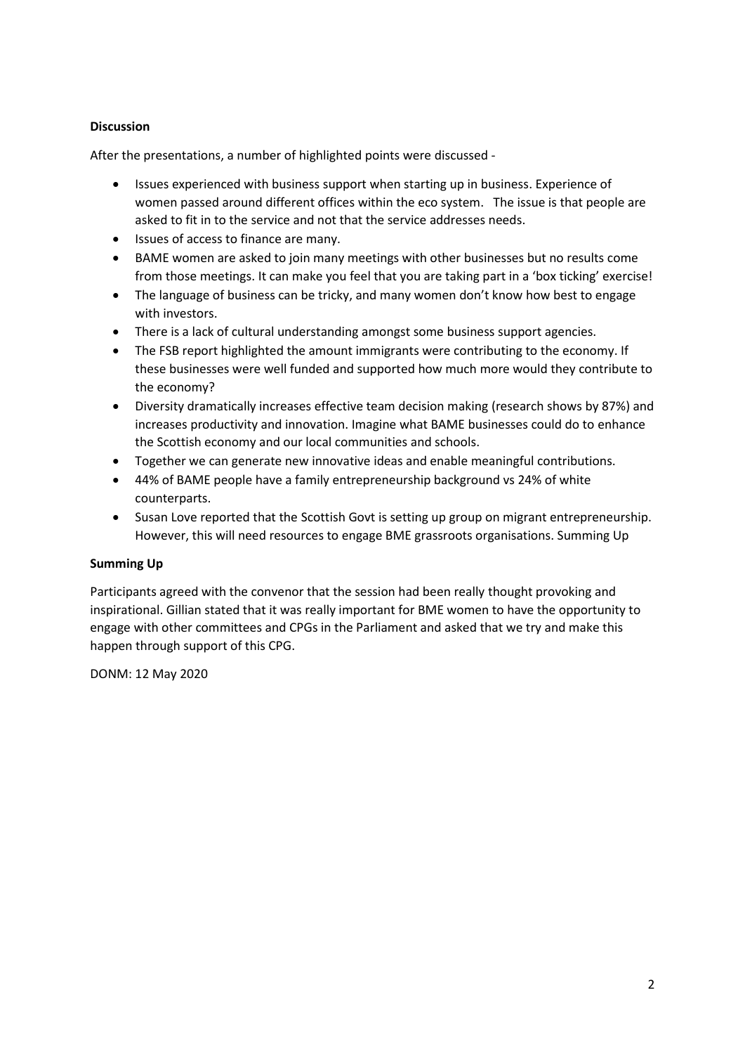**Discussion**

After the presentations, a number of highlighted points were discussed -

- Issues experienced with business support when starting up in business. Experience of women passed around different offices within the eco system. The issue is that people are asked to fit in to the service and not that the service addresses needs.
- Issues of access to finance are many.
- BAME women are asked to join many meetings with other businesses but no results come from those meetings. It can make you feel that you are taking part in a 'box ticking' exercise!
- The language of business can be tricky, and many women don't know how best to engage with investors.
- There is a lack of cultural understanding amongst some business support agencies.
- The FSB report highlighted the amount immigrants were contributing to the economy. If these businesses were well funded and supported how much more would they contribute to the economy?
- Diversity dramatically increases effective team decision making (research shows by 87%) and increases productivity and innovation. Imagine what BAME businesses could do to enhance the Scottish economy and our local communities and schools.
- Together we can generate new innovative ideas and enable meaningful contributions.
- 44% of BAME people have a family entrepreneurship background vs 24% of white counterparts.
- Susan Love reported that the Scottish Govt is setting up group on migrant entrepreneurship. However, this will need resources to engage BME grassroots organisations. Summing Up

**Summing Up**

Participants agreed with the convenor that the session had been really thought provoking and inspirational. Gillian stated that it was really important for BME women to have the opportunity to engage with other committees and CPGs in the Parliament and asked that we try and make this happen through support of this CPG.

DONM: 12 May 2020